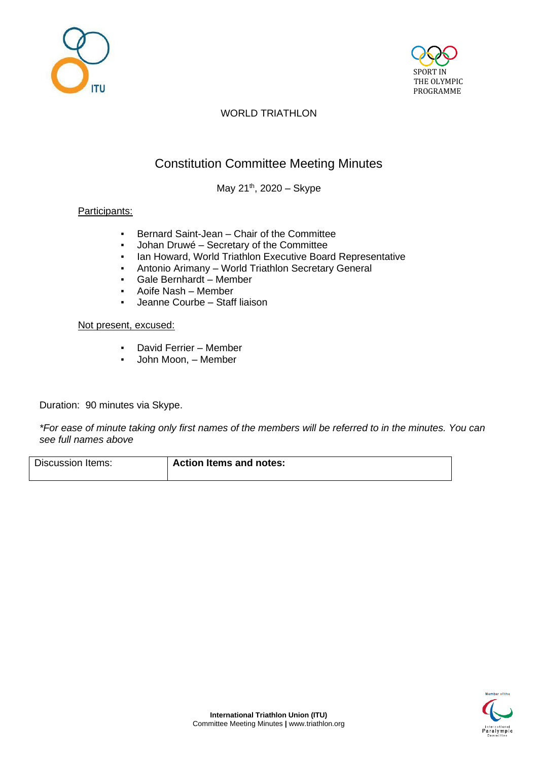WORLD TRIATHLON

# Constitution Committee Meeting Minutes

May 21th, 2020 – Skype

Participants:

- Bernard Saint-Jean – Chair of the Committee
- Johan Druwé – Secretary of the Committee
- Ian Howard, World Triathlon Executive Board Representative
- Antonio Arimany – World Triathlon Secretary General
- Gale Bernhardt – Member
- Aoife Nash – Member
- Jeanne Courbe – Staff liaison

Not present, excused:

- David Ferrier – Member
- John Moon, – Member

Duration: 90 minutes via Skype.

*\*For ease of minute taking only first names of the members will be referred to in the minutes. You can see full names above*

| Discussion Items: | **Action Items and notes:** |
|---|---|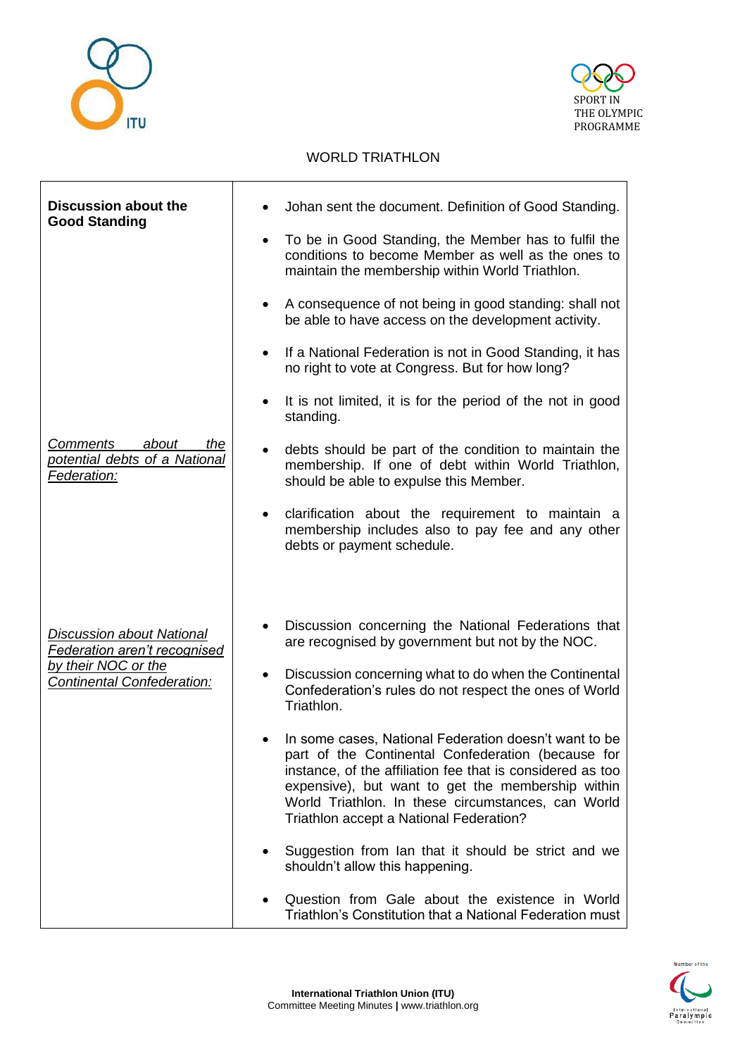WORLD TRIATHLON

| | |
|---|---|
| **Discussion about the Good Standing** | • Johan sent the document. Definition of Good Standing.<br>• To be in Good Standing, the Member has to fulfil the conditions to become Member as well as the ones to maintain the membership within World Triathlon.<br>• A consequence of not being in good standing: shall not be able to have access on the development activity.<br>• If a National Federation is not in Good Standing, it has no right to vote at Congress. But for how long?<br>• It is not limited, it is for the period of the not in good standing. |
| *<u>Comments about the potential debts of a National Federation:</u>* | • debts should be part of the condition to maintain the membership. If one of debt within World Triathlon, should be able to expulse this Member.<br>• clarification about the requirement to maintain a membership includes also to pay fee and any other debts or payment schedule. |
| *<u>Discussion about National Federation aren't recognised by their NOC or the Continental Confederation:</u>* | • Discussion concerning the National Federations that are recognised by government but not by the NOC.<br>• Discussion concerning what to do when the Continental Confederation's rules do not respect the ones of World Triathlon.<br>• In some cases, National Federation doesn't want to be part of the Continental Confederation (because for instance, of the affiliation fee that is considered as too expensive), but want to get the membership within World Triathlon. In these circumstances, can World Triathlon accept a National Federation?<br>• Suggestion from Ian that it should be strict and we shouldn't allow this happening.<br>• Question from Gale about the existence in World Triathlon's Constitution that a National Federation must |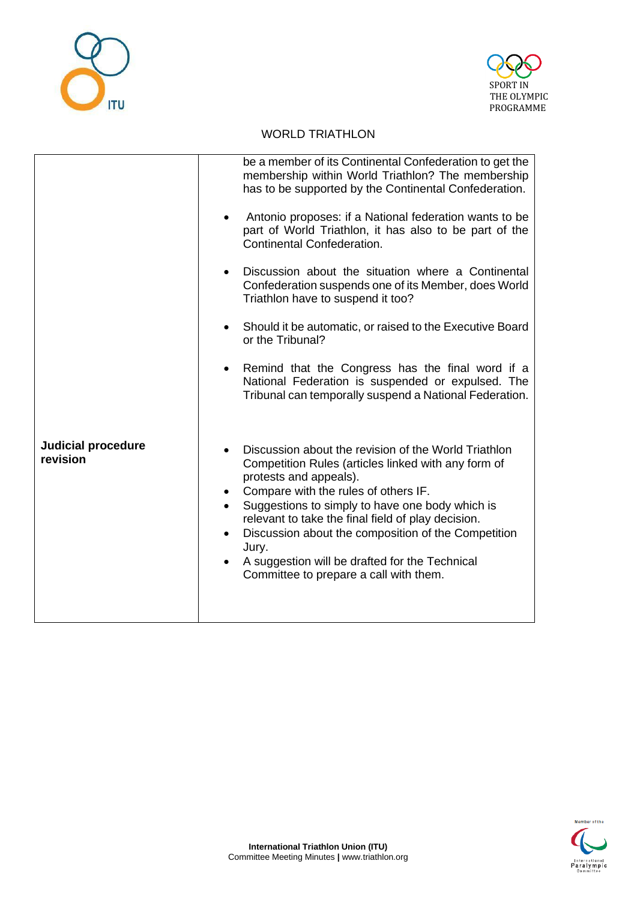WORLD TRIATHLON

| | |
|---|---|
| | be a member of its Continental Confederation to get the membership within World Triathlon? The membership has to be supported by the Continental Confederation.<br><br>• Antonio proposes: if a National federation wants to be part of World Triathlon, it has also to be part of the Continental Confederation.<br><br>• Discussion about the situation where a Continental Confederation suspends one of its Member, does World Triathlon have to suspend it too?<br><br>• Should it be automatic, or raised to the Executive Board or the Tribunal?<br><br>• Remind that the Congress has the final word if a National Federation is suspended or expulsed. The Tribunal can temporally suspend a National Federation. |
| **Judicial procedure revision** | • Discussion about the revision of the World Triathlon Competition Rules (articles linked with any form of protests and appeals).<br>• Compare with the rules of others IF.<br>• Suggestions to simply to have one body which is relevant to take the final field of play decision.<br>• Discussion about the composition of the Competition Jury.<br>• A suggestion will be drafted for the Technical Committee to prepare a call with them. |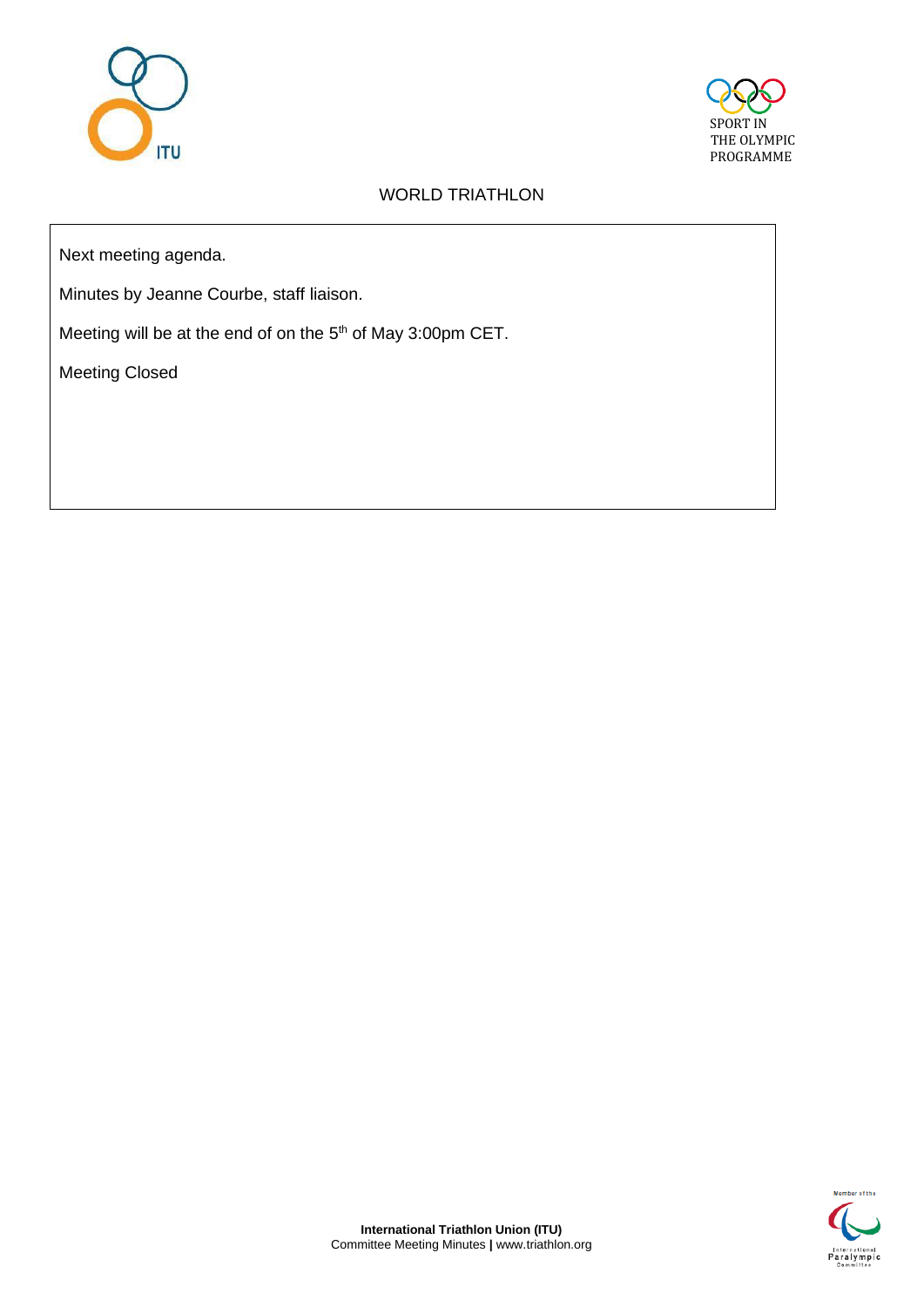WORLD TRIATHLON

Next meeting agenda.

Minutes by Jeanne Courbe, staff liaison.

Meeting will be at the end of on the 5th of May 3:00pm CET.

Meeting Closed